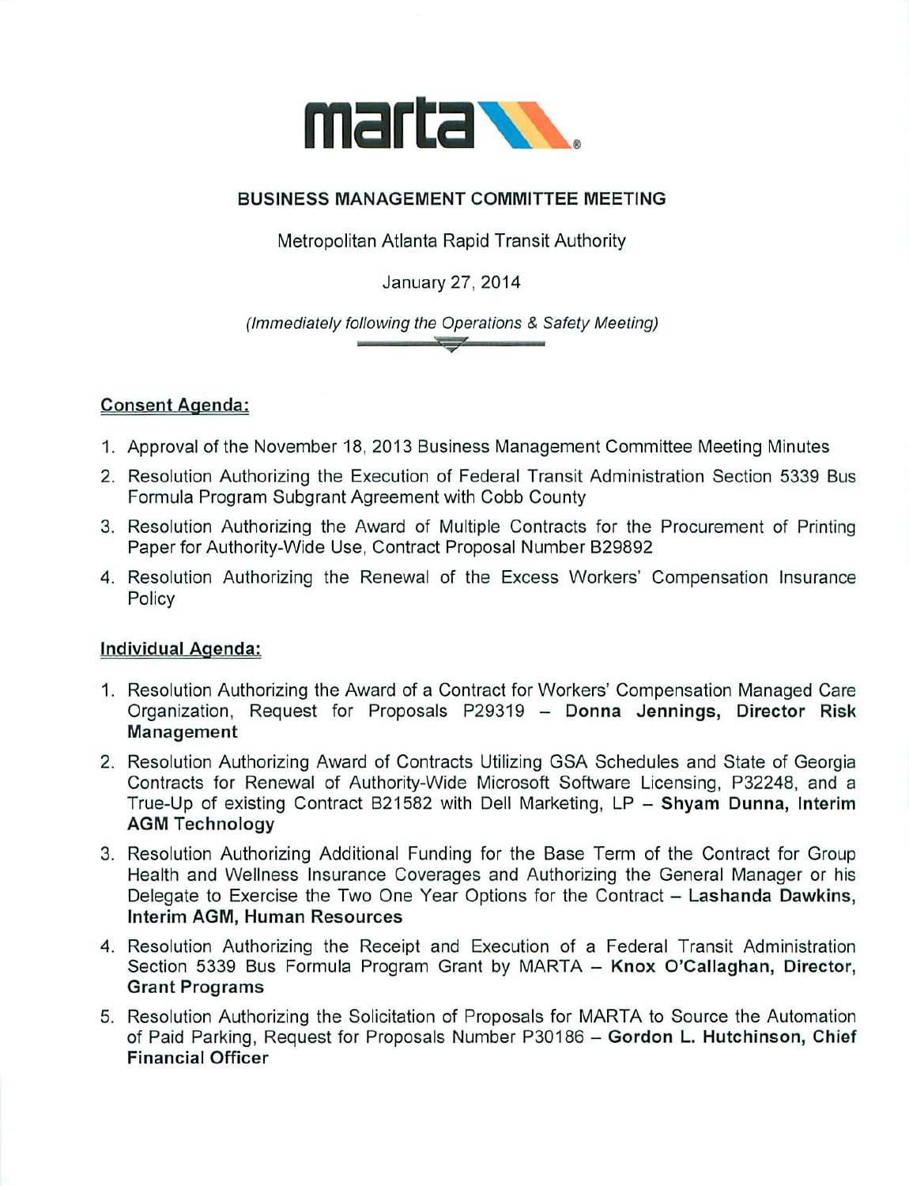# BUSINESS MANAGEMENT COMMITTEE MEETING

Metropolitan Atlanta Rapid Transit Authority

January 27, 2014

*(Immediately following the Operations & Safety Meeting)*

## Consent Agenda:

1. Approval of the November 18, 2013 Business Management Committee Meeting Minutes
2. Resolution Authorizing the Execution of Federal Transit Administration Section 5339 Bus Formula Program Subgrant Agreement with Cobb County
3. Resolution Authorizing the Award of Multiple Contracts for the Procurement of Printing Paper for Authority-Wide Use, Contract Proposal Number B29892
4. Resolution Authorizing the Renewal of the Excess Workers' Compensation Insurance Policy

## Individual Agenda:

1. Resolution Authorizing the Award of a Contract for Workers' Compensation Managed Care Organization, Request for Proposals P29319 – **Donna Jennings, Director Risk Management**
2. Resolution Authorizing Award of Contracts Utilizing GSA Schedules and State of Georgia Contracts for Renewal of Authority-Wide Microsoft Software Licensing, P32248, and a True-Up of existing Contract B21582 with Dell Marketing, LP – **Shyam Dunna, Interim AGM Technology**
3. Resolution Authorizing Additional Funding for the Base Term of the Contract for Group Health and Wellness Insurance Coverages and Authorizing the General Manager or his Delegate to Exercise the Two One Year Options for the Contract – **Lashanda Dawkins, Interim AGM, Human Resources**
4. Resolution Authorizing the Receipt and Execution of a Federal Transit Administration Section 5339 Bus Formula Program Grant by MARTA – **Knox O'Callaghan, Director, Grant Programs**
5. Resolution Authorizing the Solicitation of Proposals for MARTA to Source the Automation of Paid Parking, Request for Proposals Number P30186 – **Gordon L. Hutchinson, Chief Financial Officer**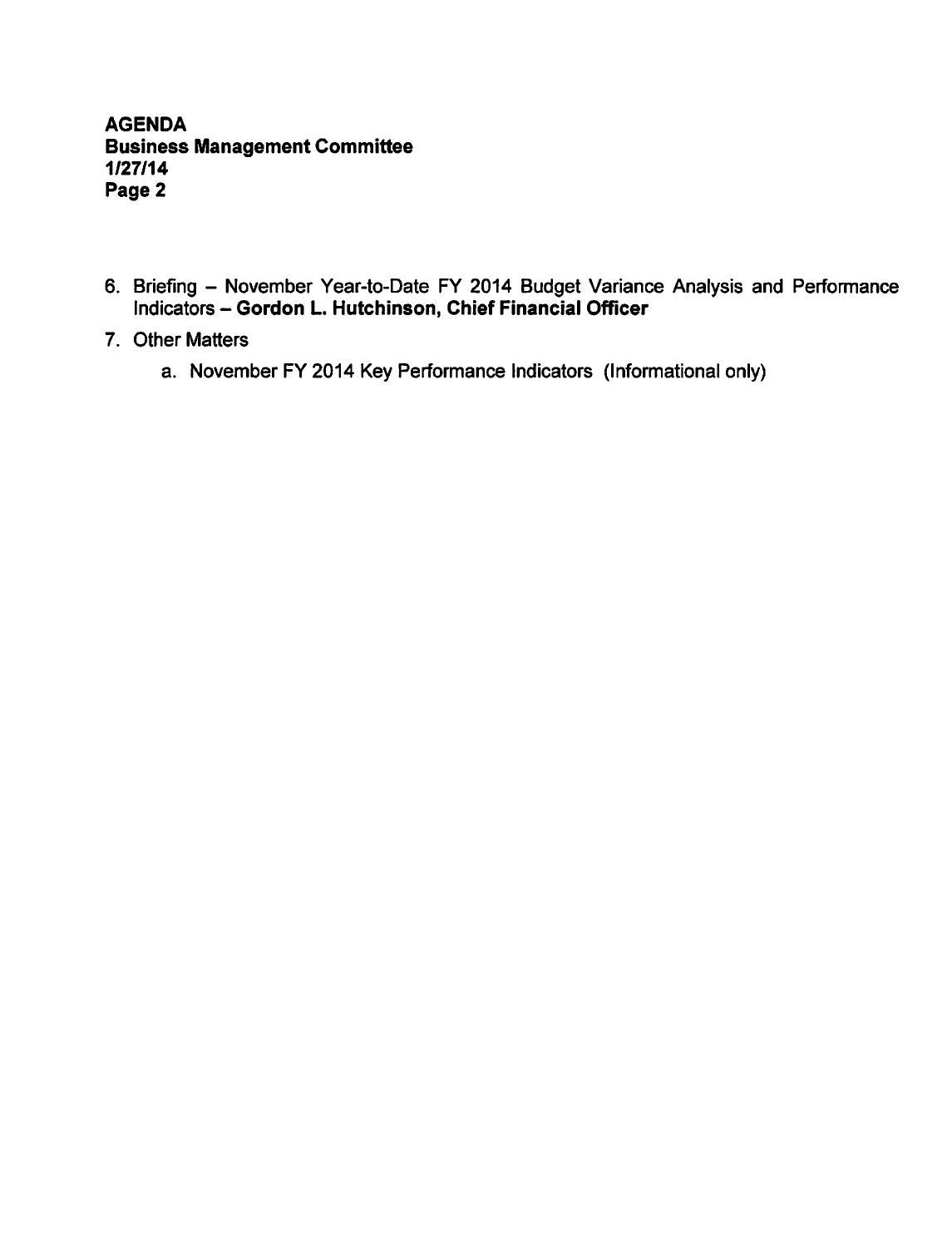**AGENDA**
**Business Management Committee**
**1/27/14**
**Page 2**

6. Briefing – November Year-to-Date FY 2014 Budget Variance Analysis and Performance Indicators – **Gordon L. Hutchinson, Chief Financial Officer**

7. Other Matters

    a. November FY 2014 Key Performance Indicators (Informational only)